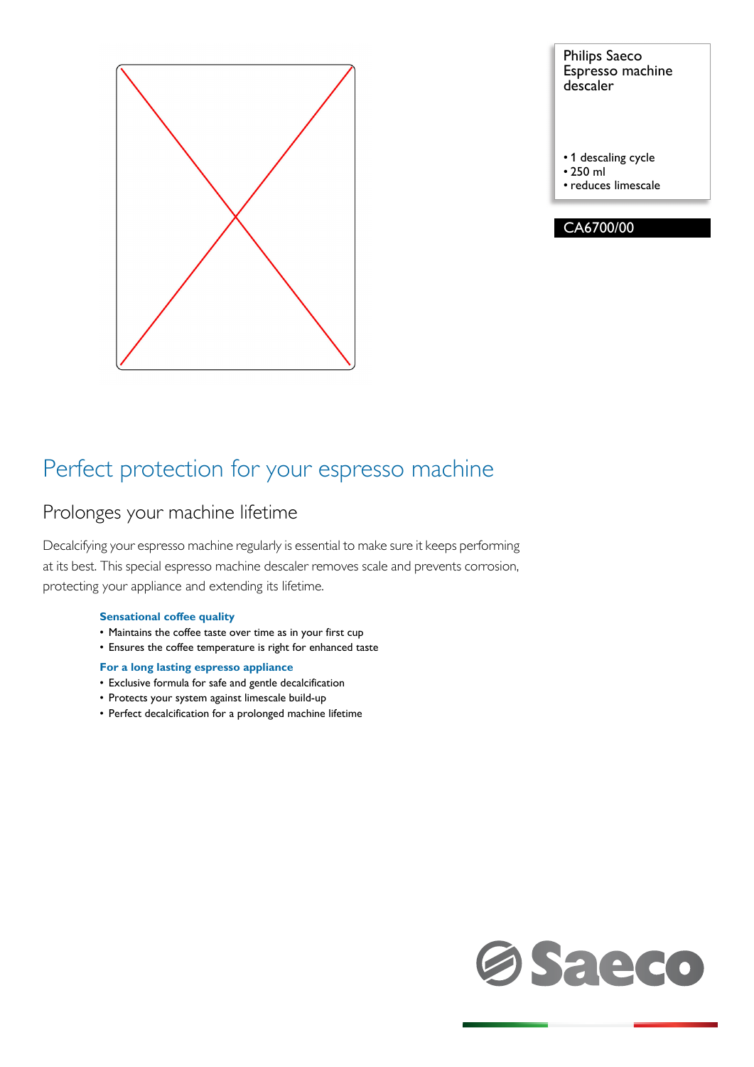Philips Saeco
Espresso machine
descaler

- 1 descaling cycle
- 250 ml
- reduces limescale

CA6700/00

# Perfect protection for your espresso machine

## Prolonges your machine lifetime

Decalcifying your espresso machine regularly is essential to make sure it keeps performing at its best. This special espresso machine descaler removes scale and prevents corrosion, protecting your appliance and extending its lifetime.

**Sensational coffee quality**
- Maintains the coffee taste over time as in your first cup
- Ensures the coffee temperature is right for enhanced taste

**For a long lasting espresso appliance**
- Exclusive formula for safe and gentle decalcification
- Protects your system against limescale build-up
- Perfect decalcification for a prolonged machine lifetime

Saeco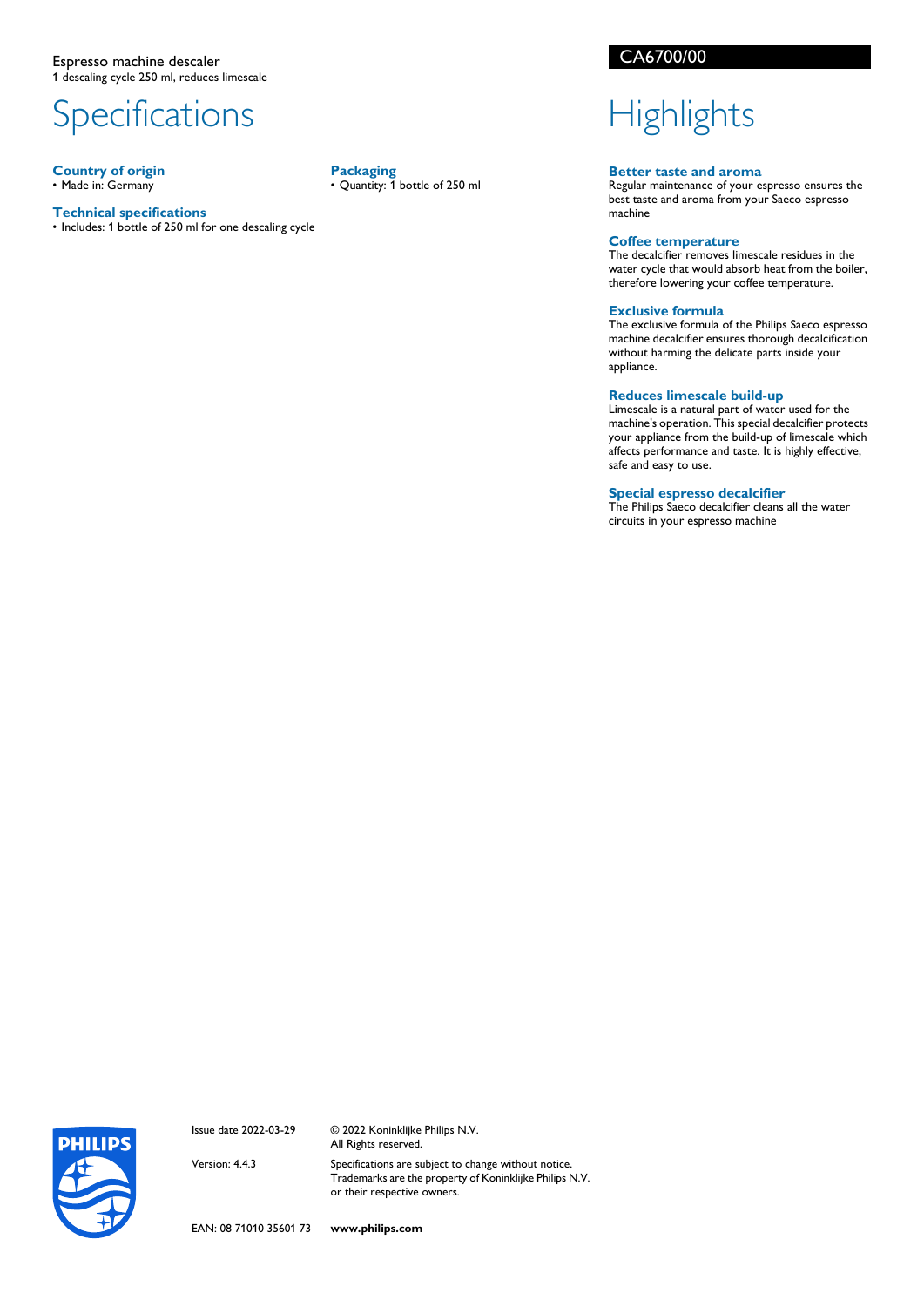Espresso machine descaler
1 descaling cycle 250 ml, reduces limescale

CA6700/00

# Specifications

### Country of origin
- Made in: Germany

### Technical specifications
- Includes: 1 bottle of 250 ml for one descaling cycle

### Packaging
- Quantity: 1 bottle of 250 ml

# Highlights

### Better taste and aroma
Regular maintenance of your espresso ensures the best taste and aroma from your Saeco espresso machine

### Coffee temperature
The decalcifier removes limescale residues in the water cycle that would absorb heat from the boiler, therefore lowering your coffee temperature.

### Exclusive formula
The exclusive formula of the Philips Saeco espresso machine decalcifier ensures thorough decalcification without harming the delicate parts inside your appliance.

### Reduces limescale build-up
Limescale is a natural part of water used for the machine's operation. This special decalcifier protects your appliance from the build-up of limescale which affects performance and taste. It is highly effective, safe and easy to use.

### Special espresso decalcifier
The Philips Saeco decalcifier cleans all the water circuits in your espresso machine

Issue date 2022-03-29

Version: 4.4.3

EAN: 08 71010 35601 73

© 2022 Koninklijke Philips N.V.
All Rights reserved.

Specifications are subject to change without notice. Trademarks are the property of Koninklijke Philips N.V. or their respective owners.

**www.philips.com**